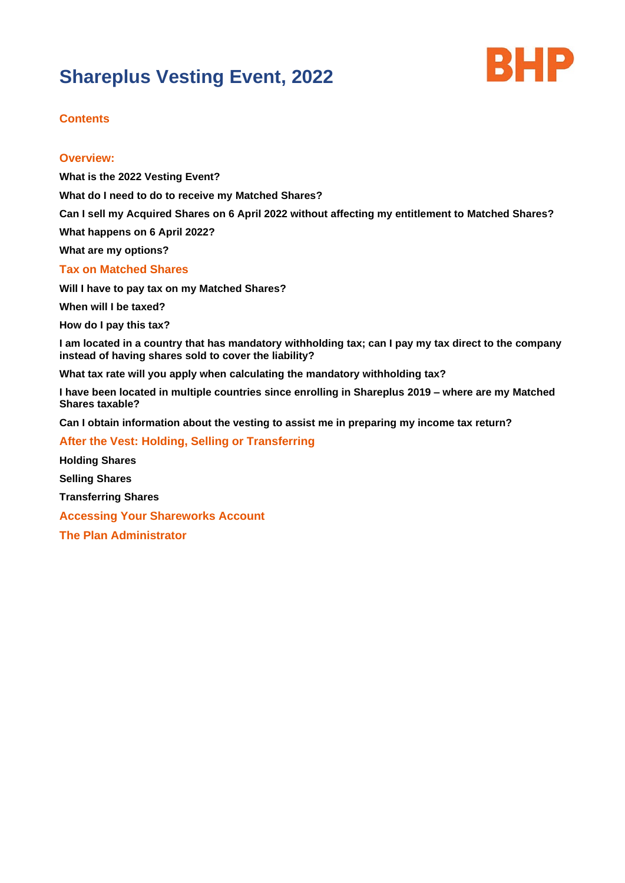# Shareplus Vesting Event, 2022

BHP

## Contents

### Overview:

**What is the 2022 Vesting Event?**

**What do I need to do to receive my Matched Shares?**

**Can I sell my Acquired Shares on 6 April 2022 without affecting my entitlement to Matched Shares?**

**What happens on 6 April 2022?**

**What are my options?**

### Tax on Matched Shares

**Will I have to pay tax on my Matched Shares?**

**When will I be taxed?**

**How do I pay this tax?**

**I am located in a country that has mandatory withholding tax; can I pay my tax direct to the company instead of having shares sold to cover the liability?**

**What tax rate will you apply when calculating the mandatory withholding tax?**

**I have been located in multiple countries since enrolling in Shareplus 2019 – where are my Matched Shares taxable?**

**Can I obtain information about the vesting to assist me in preparing my income tax return?**

### After the Vest: Holding, Selling or Transferring

**Holding Shares**

**Selling Shares**

**Transferring Shares**

### Accessing Your Shareworks Account

### The Plan Administrator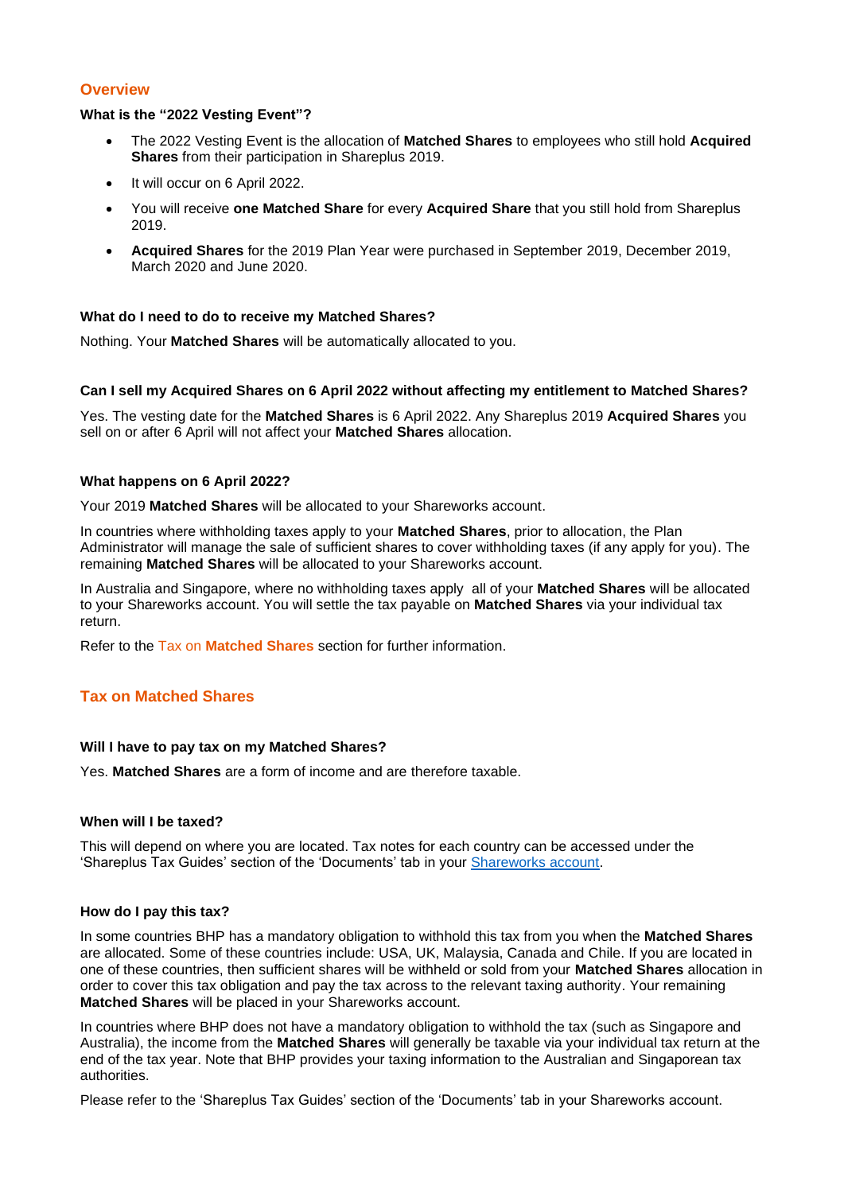## Overview

**What is the "2022 Vesting Event"?**

- The 2022 Vesting Event is the allocation of **Matched Shares** to employees who still hold **Acquired Shares** from their participation in Shareplus 2019.
- It will occur on 6 April 2022.
- You will receive **one Matched Share** for every **Acquired Share** that you still hold from Shareplus 2019.
- **Acquired Shares** for the 2019 Plan Year were purchased in September 2019, December 2019, March 2020 and June 2020.

**What do I need to do to receive my Matched Shares?**

Nothing. Your **Matched Shares** will be automatically allocated to you.

**Can I sell my Acquired Shares on 6 April 2022 without affecting my entitlement to Matched Shares?**

Yes. The vesting date for the **Matched Shares** is 6 April 2022. Any Shareplus 2019 **Acquired Shares** you sell on or after 6 April will not affect your **Matched Shares** allocation.

**What happens on 6 April 2022?**

Your 2019 **Matched Shares** will be allocated to your Shareworks account.

In countries where withholding taxes apply to your **Matched Shares**, prior to allocation, the Plan Administrator will manage the sale of sufficient shares to cover withholding taxes (if any apply for you). The remaining **Matched Shares** will be allocated to your Shareworks account.

In Australia and Singapore, where no withholding taxes apply all of your **Matched Shares** will be allocated to your Shareworks account. You will settle the tax payable on **Matched Shares** via your individual tax return.

Refer to the Tax on **Matched Shares** section for further information.

## Tax on Matched Shares

**Will I have to pay tax on my Matched Shares?**

Yes. **Matched Shares** are a form of income and are therefore taxable.

**When will I be taxed?**

This will depend on where you are located. Tax notes for each country can be accessed under the 'Shareplus Tax Guides' section of the 'Documents' tab in your Shareworks account.

**How do I pay this tax?**

In some countries BHP has a mandatory obligation to withhold this tax from you when the **Matched Shares** are allocated. Some of these countries include: USA, UK, Malaysia, Canada and Chile. If you are located in one of these countries, then sufficient shares will be withheld or sold from your **Matched Shares** allocation in order to cover this tax obligation and pay the tax across to the relevant taxing authority. Your remaining **Matched Shares** will be placed in your Shareworks account.

In countries where BHP does not have a mandatory obligation to withhold the tax (such as Singapore and Australia), the income from the **Matched Shares** will generally be taxable via your individual tax return at the end of the tax year. Note that BHP provides your taxing information to the Australian and Singaporean tax authorities.

Please refer to the 'Shareplus Tax Guides' section of the 'Documents' tab in your Shareworks account.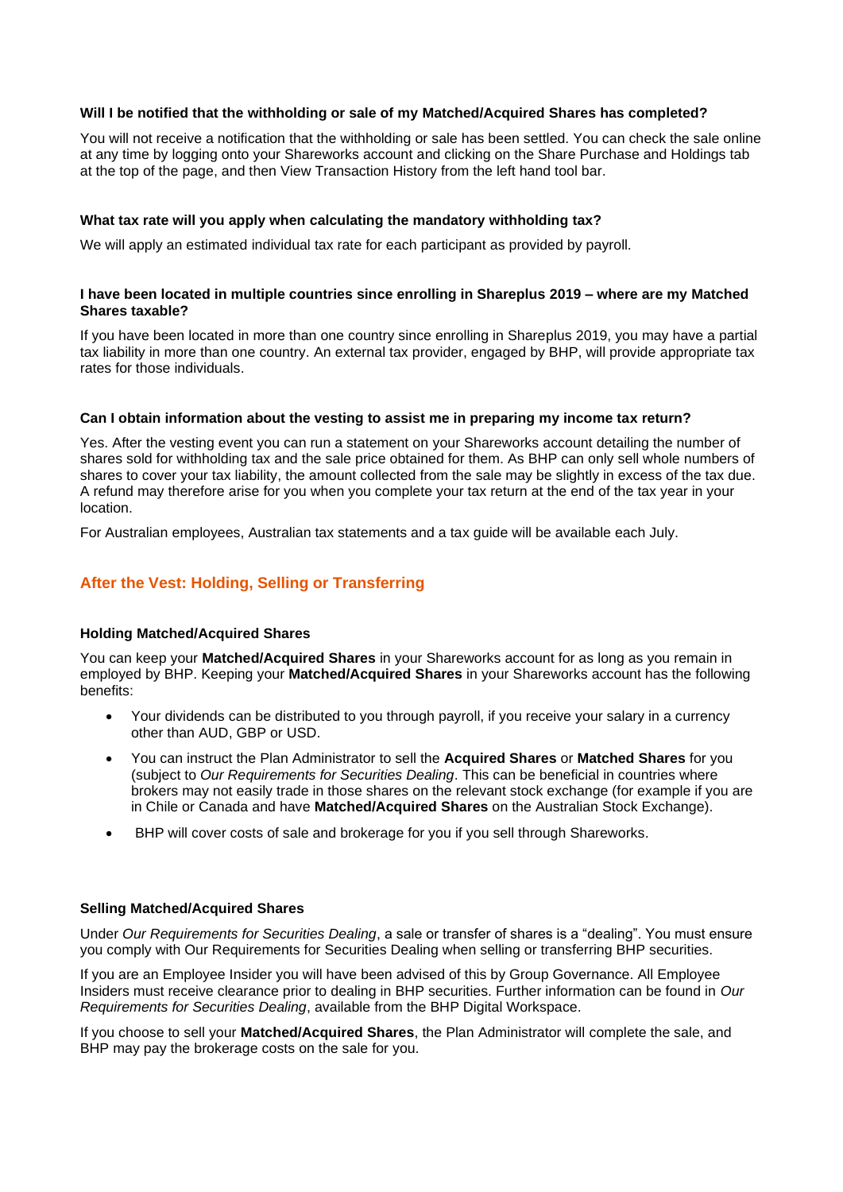**Will I be notified that the withholding or sale of my Matched/Acquired Shares has completed?**

You will not receive a notification that the withholding or sale has been settled. You can check the sale online at any time by logging onto your Shareworks account and clicking on the Share Purchase and Holdings tab at the top of the page, and then View Transaction History from the left hand tool bar.

**What tax rate will you apply when calculating the mandatory withholding tax?**

We will apply an estimated individual tax rate for each participant as provided by payroll.

**I have been located in multiple countries since enrolling in Shareplus 2019 – where are my Matched Shares taxable?**

If you have been located in more than one country since enrolling in Shareplus 2019, you may have a partial tax liability in more than one country. An external tax provider, engaged by BHP, will provide appropriate tax rates for those individuals.

**Can I obtain information about the vesting to assist me in preparing my income tax return?**

Yes. After the vesting event you can run a statement on your Shareworks account detailing the number of shares sold for withholding tax and the sale price obtained for them. As BHP can only sell whole numbers of shares to cover your tax liability, the amount collected from the sale may be slightly in excess of the tax due. A refund may therefore arise for you when you complete your tax return at the end of the tax year in your location.

For Australian employees, Australian tax statements and a tax guide will be available each July.

## After the Vest: Holding, Selling or Transferring

**Holding Matched/Acquired Shares**

You can keep your **Matched/Acquired Shares** in your Shareworks account for as long as you remain in employed by BHP. Keeping your **Matched/Acquired Shares** in your Shareworks account has the following benefits:

- Your dividends can be distributed to you through payroll, if you receive your salary in a currency other than AUD, GBP or USD.
- You can instruct the Plan Administrator to sell the **Acquired Shares** or **Matched Shares** for you (subject to *Our Requirements for Securities Dealing*. This can be beneficial in countries where brokers may not easily trade in those shares on the relevant stock exchange (for example if you are in Chile or Canada and have **Matched/Acquired Shares** on the Australian Stock Exchange).
- BHP will cover costs of sale and brokerage for you if you sell through Shareworks.

**Selling Matched/Acquired Shares**

Under *Our Requirements for Securities Dealing*, a sale or transfer of shares is a "dealing". You must ensure you comply with Our Requirements for Securities Dealing when selling or transferring BHP securities.

If you are an Employee Insider you will have been advised of this by Group Governance. All Employee Insiders must receive clearance prior to dealing in BHP securities. Further information can be found in *Our Requirements for Securities Dealing*, available from the BHP Digital Workspace.

If you choose to sell your **Matched/Acquired Shares**, the Plan Administrator will complete the sale, and BHP may pay the brokerage costs on the sale for you.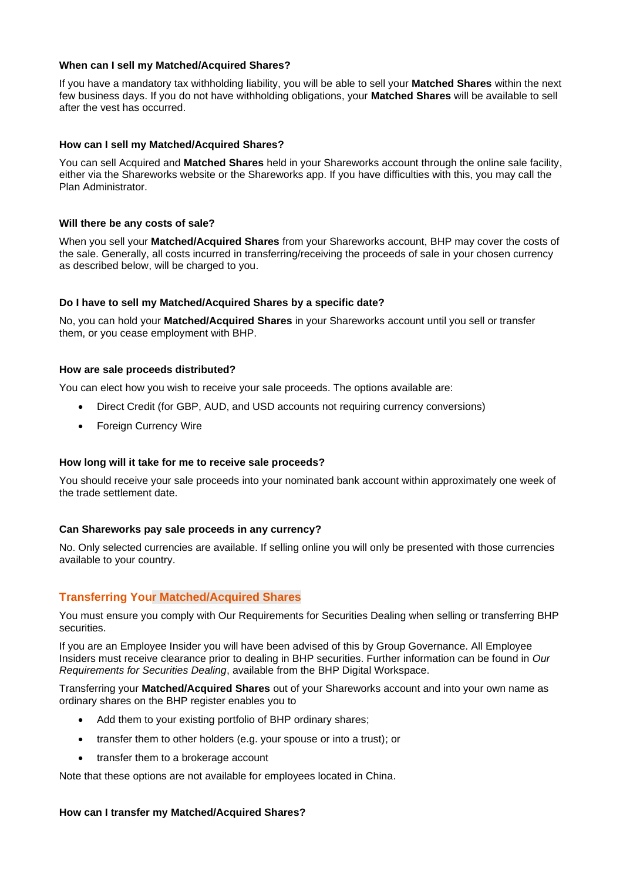### When can I sell my Matched/Acquired Shares?

If you have a mandatory tax withholding liability, you will be able to sell your **Matched Shares** within the next few business days. If you do not have withholding obligations, your **Matched Shares** will be available to sell after the vest has occurred.

### How can I sell my Matched/Acquired Shares?

You can sell Acquired and **Matched Shares** held in your Shareworks account through the online sale facility, either via the Shareworks website or the Shareworks app. If you have difficulties with this, you may call the Plan Administrator.

### Will there be any costs of sale?

When you sell your **Matched/Acquired Shares** from your Shareworks account, BHP may cover the costs of the sale. Generally, all costs incurred in transferring/receiving the proceeds of sale in your chosen currency as described below, will be charged to you.

### Do I have to sell my Matched/Acquired Shares by a specific date?

No, you can hold your **Matched/Acquired Shares** in your Shareworks account until you sell or transfer them, or you cease employment with BHP.

### How are sale proceeds distributed?

You can elect how you wish to receive your sale proceeds. The options available are:

- Direct Credit (for GBP, AUD, and USD accounts not requiring currency conversions)
- Foreign Currency Wire

### How long will it take for me to receive sale proceeds?

You should receive your sale proceeds into your nominated bank account within approximately one week of the trade settlement date.

### Can Shareworks pay sale proceeds in any currency?

No. Only selected currencies are available. If selling online you will only be presented with those currencies available to your country.

## Transferring Your Matched/Acquired Shares

You must ensure you comply with Our Requirements for Securities Dealing when selling or transferring BHP securities.

If you are an Employee Insider you will have been advised of this by Group Governance. All Employee Insiders must receive clearance prior to dealing in BHP securities. Further information can be found in *Our Requirements for Securities Dealing*, available from the BHP Digital Workspace.

Transferring your **Matched/Acquired Shares** out of your Shareworks account and into your own name as ordinary shares on the BHP register enables you to

- Add them to your existing portfolio of BHP ordinary shares;
- transfer them to other holders (e.g. your spouse or into a trust); or
- transfer them to a brokerage account

Note that these options are not available for employees located in China.

### How can I transfer my Matched/Acquired Shares?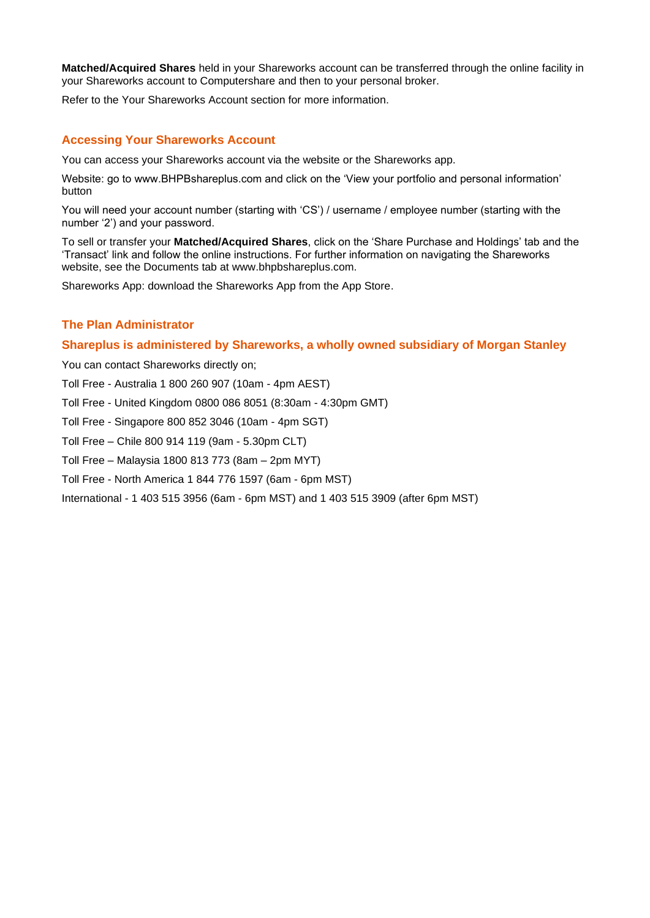**Matched/Acquired Shares** held in your Shareworks account can be transferred through the online facility in your Shareworks account to Computershare and then to your personal broker.

Refer to the Your Shareworks Account section for more information.

## Accessing Your Shareworks Account

You can access your Shareworks account via the website or the Shareworks app.

Website: go to www.BHPBshareplus.com and click on the 'View your portfolio and personal information' button

You will need your account number (starting with 'CS') / username / employee number (starting with the number '2') and your password.

To sell or transfer your **Matched/Acquired Shares**, click on the 'Share Purchase and Holdings' tab and the 'Transact' link and follow the online instructions. For further information on navigating the Shareworks website, see the Documents tab at www.bhpbshareplus.com.

Shareworks App: download the Shareworks App from the App Store.

## The Plan Administrator

### Shareplus is administered by Shareworks, a wholly owned subsidiary of Morgan Stanley

You can contact Shareworks directly on;

Toll Free - Australia 1 800 260 907 (10am - 4pm AEST)

Toll Free - United Kingdom 0800 086 8051 (8:30am - 4:30pm GMT)

Toll Free - Singapore 800 852 3046 (10am - 4pm SGT)

Toll Free – Chile 800 914 119 (9am - 5.30pm CLT)

Toll Free – Malaysia 1800 813 773 (8am – 2pm MYT)

Toll Free - North America 1 844 776 1597 (6am - 6pm MST)

International - 1 403 515 3956 (6am - 6pm MST) and 1 403 515 3909 (after 6pm MST)